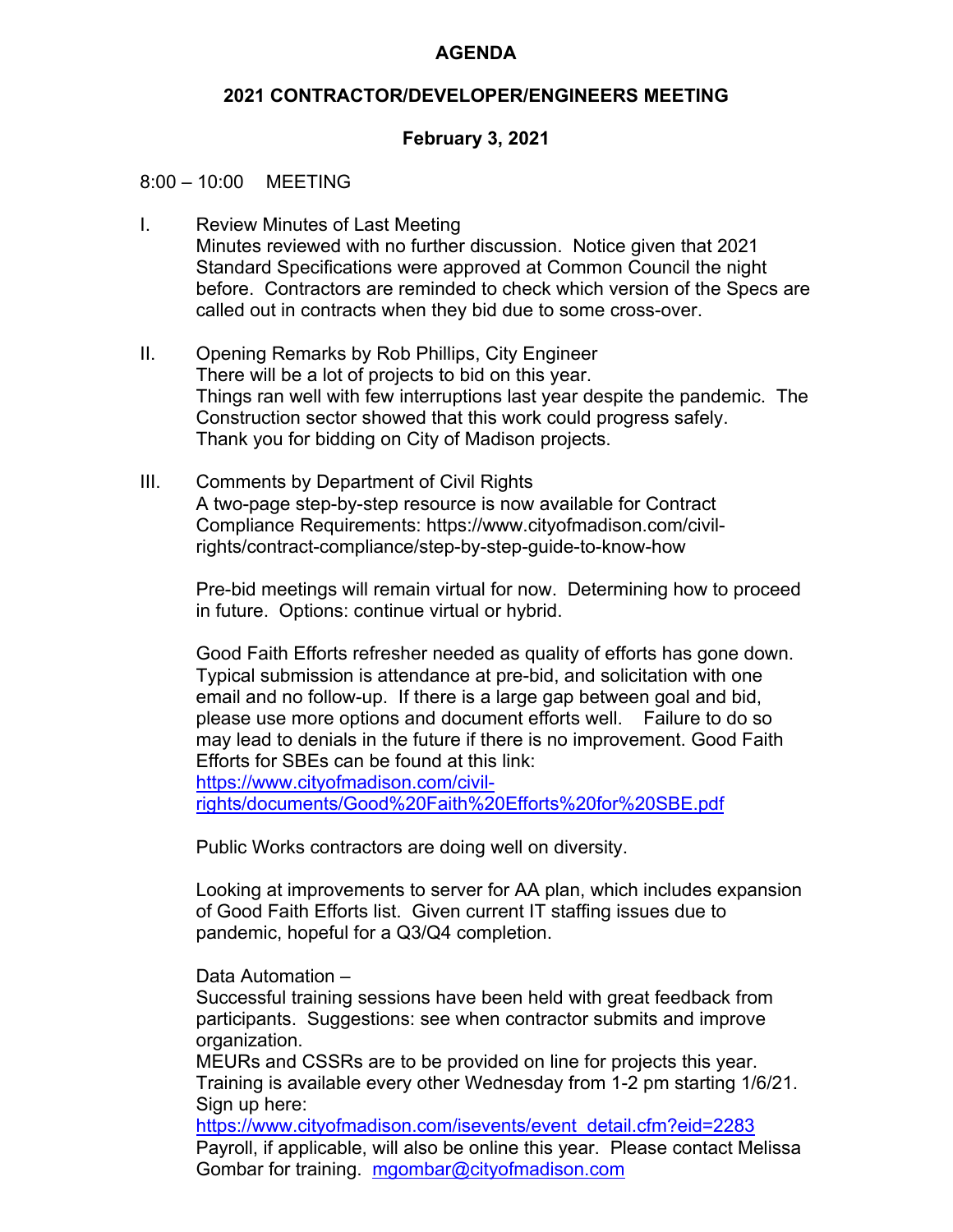# AGENDA

## 2021 CONTRACTOR/DEVELOPER/ENGINEERS MEETING

### February 3, 2021

8:00 – 10:00 MEETING

I. Review Minutes of Last Meeting
Minutes reviewed with no further discussion. Notice given that 2021 Standard Specifications were approved at Common Council the night before. Contractors are reminded to check which version of the Specs are called out in contracts when they bid due to some cross-over.

II. Opening Remarks by Rob Phillips, City Engineer
There will be a lot of projects to bid on this year.
Things ran well with few interruptions last year despite the pandemic. The Construction sector showed that this work could progress safely.
Thank you for bidding on City of Madison projects.

III. Comments by Department of Civil Rights
A two-page step-by-step resource is now available for Contract Compliance Requirements: https://www.cityofmadison.com/civil-rights/contract-compliance/step-by-step-guide-to-know-how

Pre-bid meetings will remain virtual for now. Determining how to proceed in future. Options: continue virtual or hybrid.

Good Faith Efforts refresher needed as quality of efforts has gone down. Typical submission is attendance at pre-bid, and solicitation with one email and no follow-up. If there is a large gap between goal and bid, please use more options and document efforts well. Failure to do so may lead to denials in the future if there is no improvement. Good Faith Efforts for SBEs can be found at this link:
https://www.cityofmadison.com/civil-rights/documents/Good%20Faith%20Efforts%20for%20SBE.pdf

Public Works contractors are doing well on diversity.

Looking at improvements to server for AA plan, which includes expansion of Good Faith Efforts list. Given current IT staffing issues due to pandemic, hopeful for a Q3/Q4 completion.

Data Automation –
Successful training sessions have been held with great feedback from participants. Suggestions: see when contractor submits and improve organization.
MEURs and CSSRs are to be provided on line for projects this year.
Training is available every other Wednesday from 1-2 pm starting 1/6/21.
Sign up here:
https://www.cityofmadison.com/isevents/event_detail.cfm?eid=2283
Payroll, if applicable, will also be online this year. Please contact Melissa Gombar for training. mgombar@cityofmadison.com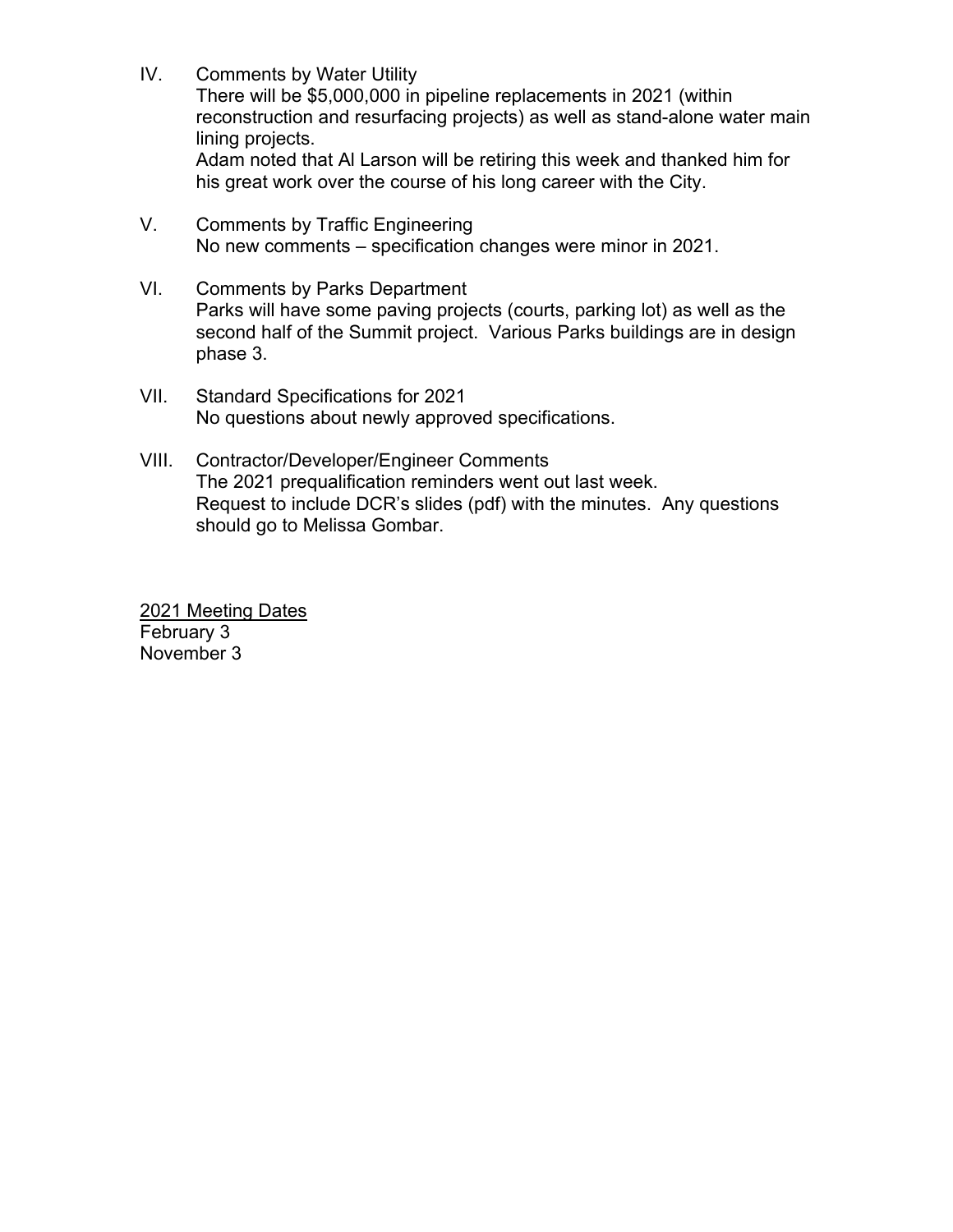IV. Comments by Water Utility

There will be $5,000,000 in pipeline replacements in 2021 (within reconstruction and resurfacing projects) as well as stand-alone water main lining projects.

Adam noted that Al Larson will be retiring this week and thanked him for his great work over the course of his long career with the City.

V. Comments by Traffic Engineering

No new comments – specification changes were minor in 2021.

VI. Comments by Parks Department

Parks will have some paving projects (courts, parking lot) as well as the second half of the Summit project. Various Parks buildings are in design phase 3.

VII. Standard Specifications for 2021

No questions about newly approved specifications.

VIII. Contractor/Developer/Engineer Comments

The 2021 prequalification reminders went out last week.

Request to include DCR's slides (pdf) with the minutes. Any questions should go to Melissa Gombar.

<u>2021 Meeting Dates</u>

February 3

November 3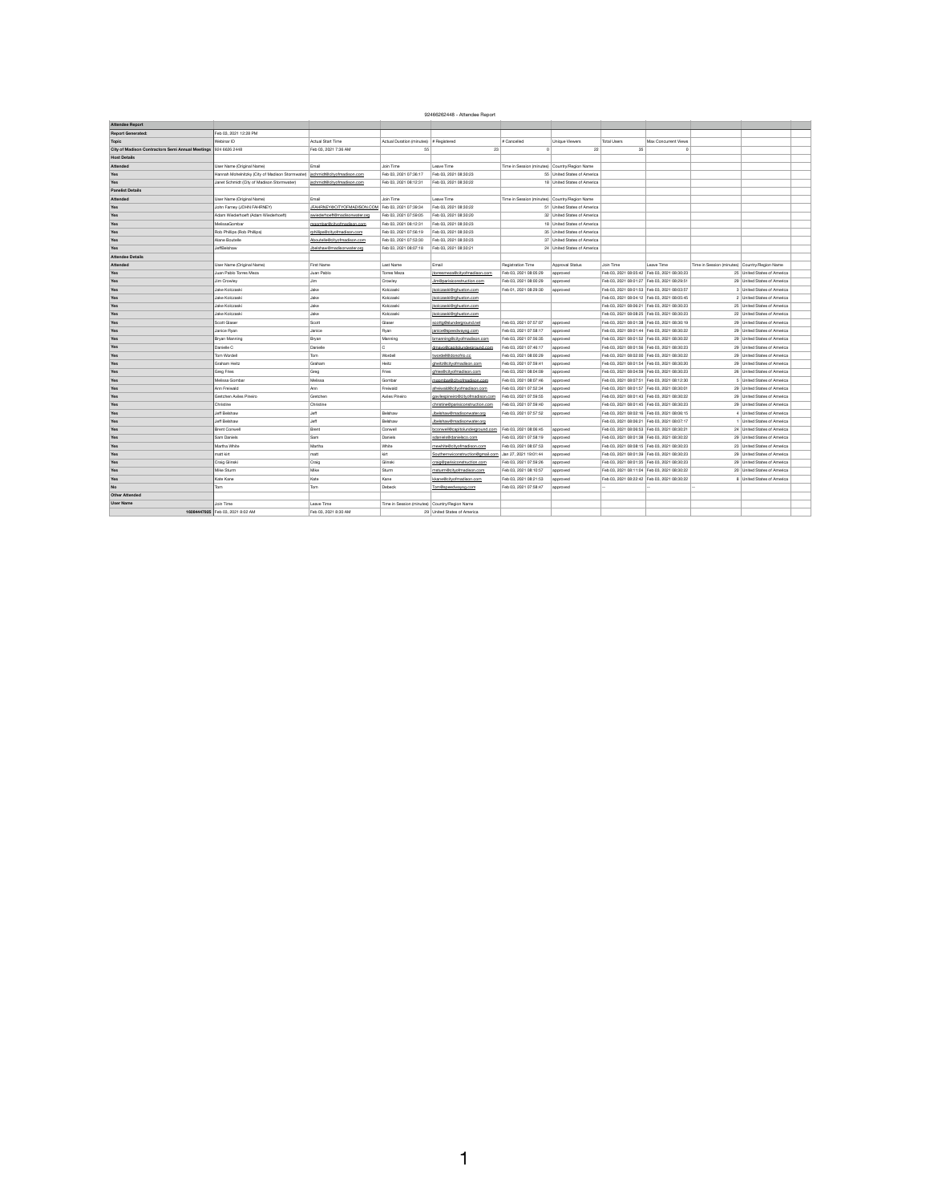92466262448 - Attendee Report

| | | | | | | | | | | |
|---|---|---|---|---|---|---|---|---|---|---|
| **Attendee Report** | | | | | | | | | | |
| **Report Generated:** | Feb 03, 2021 12:28 PM | | | | | | | | | |
| **Topic** | Webinar ID | Actual Start Time | Actual Duration (minutes) | # Registered | # Cancelled | Unique Viewers | Total Users | Max Concurrent Views | | |
| **City of Madison Contractors Semi Annual Meetings** | 924 6626 2448 | Feb 03, 2021 7:36 AM | 55 | 23 | 0 | 22 | 35 | 0 | | |
| **Host Details** | | | | | | | | | | |
| **Attended** | User Name (Original Name) | Email | Join Time | Leave Time | Time in Session (minutes) | Country/Region Name | | | | |
| **Yes** | Hannah Mohelnitzky (City of Madison Stormwater) | jschmidt@cityofmadison.com | Feb 03, 2021 07:36:17 | Feb 03, 2021 08:30:23 | 55 | United States of America | | | | |
| **Yes** | Janet Schmidt (City of Madison Stormwater) | jschmidt@cityofmadison.com | Feb 03, 2021 08:12:31 | Feb 03, 2021 08:30:22 | 18 | United States of America | | | | |
| **Panelist Details** | | | | | | | | | | |
| **Attended** | User Name (Original Name) | Email | Join Time | Leave Time | Time in Session (minutes) | Country/Region Name | | | | |
| **Yes** | John Fahrney (JOHN FAHRNEY) | JFAHRNEY@CITYOFMADISON.COM | Feb 03, 2021 07:39:34 | Feb 03, 2021 08:30:22 | 51 | United States of America | | | | |
| **Yes** | Adam Wiederhoeft (Adam Wiederhoeft) | awiederhoeft@madisonwater.org | Feb 03, 2021 07:59:05 | Feb 03, 2021 08:30:20 | 32 | United States of America | | | | |
| **Yes** | MelissaGombar | mgombar@cityofmadison.com | Feb 03, 2021 08:12:31 | Feb 03, 2021 08:30:23 | 18 | United States of America | | | | |
| **Yes** | Rob Phillips (Rob Phillips) | rphillips@cityofmadison.com | Feb 03, 2021 07:56:19 | Feb 03, 2021 08:30:23 | 35 | United States of America | | | | |
| **Yes** | Alane Boutelle | Aboutelle@cityofmadison.com | Feb 03, 2021 07:53:30 | Feb 03, 2021 08:30:23 | 37 | United States of America | | | | |
| **Yes** | JeffBelshaw | Jbelshaw@madisonwater.org | Feb 03, 2021 08:07:18 | Feb 03, 2021 08:30:21 | 24 | United States of America | | | | |
| **Attendee Details** | | | | | | | | | | |
| **Attended** | User Name (Original Name) | First Name | Last Name | Email | Registration Time | Approval Status | Join Time | Leave Time | Time in Session (minutes) | Country/Region Name |
| **Yes** | Juan Pablo Torres Meza | Juan Pablo | Torres Meza | jtorresmeza@cityofmadison.com | Feb 03, 2021 08:05:29 | approved | Feb 03, 2021 08:05:43 | Feb 03, 2021 08:30:23 | 25 | United States of America |
| **Yes** | Jim Crowley | Jim | Crowley | Jim@parisiconstruction.com | Feb 03, 2021 08:00:29 | approved | Feb 03, 2021 08:01:27 | Feb 03, 2021 08:29:51 | 29 | United States of America |
| **Yes** | Jake Kolczaski | Jake | Kolczaski | jkolczaski@rghuston.com | Feb 01, 2021 08:29:30 | approved | Feb 03, 2021 08:01:53 | Feb 03, 2021 08:03:57 | 3 | United States of America |
| **Yes** | Jake Kolczaski | Jake | Kolczaski | jkolczaski@rghuston.com | | | Feb 03, 2021 08:04:12 | Feb 03, 2021 08:05:45 | 2 | United States of America |
| **Yes** | Jake Kolczaski | Jake | Kolczaski | jkolczaski@rghuston.com | | | Feb 03, 2021 08:06:21 | Feb 03, 2021 08:30:23 | 25 | United States of America |
| **Yes** | Jake Kolczaski | Jake | Kolczaski | jkolczaski@rghuston.com | | | Feb 03, 2021 08:08:25 | Feb 03, 2021 08:30:23 | 22 | United States of America |
| **Yes** | Scott Glaser | Scott | Glaser | scottg@lunderground.net | Feb 03, 2021 07:57:07 | approved | Feb 03, 2021 08:01:38 | Feb 03, 2021 08:30:19 | 29 | United States of America |
| **Yes** | Janice Ryan | Janice | Ryan | janice@speedwayeg.com | Feb 03, 2021 07:58:17 | approved | Feb 03, 2021 08:01:44 | Feb 03, 2021 08:30:22 | 29 | United States of America |
| **Yes** | Bryan Manning | Bryan | Manning | bmanning@cityofmadison.com | Feb 03, 2021 07:56:35 | approved | Feb 03, 2021 08:01:52 | Feb 03, 2021 08:30:23 | 29 | United States of America |
| **Yes** | Danielle C | Danielle | C | dcraus@capitolunderground.com | Feb 03, 2021 07:46:17 | approved | Feb 03, 2021 08:01:56 | Feb 03, 2021 08:30:23 | 29 | United States of America |
| **Yes** | Tom Wordell | Tom | Wordell | twordell@donohoi.cc | Feb 03, 2021 08:00:29 | approved | Feb 03, 2021 08:02:00 | Feb 03, 2021 08:30:22 | 29 | United States of America |
| **Yes** | Graham Heitz | Graham | Heitz | gheitz@cityofmadison.com | Feb 03, 2021 07:59:41 | approved | Feb 03, 2021 08:01:54 | Feb 03, 2021 08:30:20 | 29 | United States of America |
| **Yes** | Greg Fries | Greg | Fries | gfries@cityofmadison.com | Feb 03, 2021 08:04:09 | approved | Feb 03, 2021 08:04:29 | Feb 03, 2021 08:30:23 | 26 | United States of America |
| **Yes** | Melissa Gombar | Melissa | Gombar | mgombar@cityofmadison.com | Feb 03, 2021 08:07:46 | approved | Feb 03, 2021 08:07:51 | Feb 03, 2021 08:12:30 | 5 | United States of America |
| **Yes** | Ann Freiwald | Ann | Freiwald | afreiwald@cityofmadison.com | Feb 03, 2021 07:52:34 | approved | Feb 03, 2021 08:01:57 | Feb 03, 2021 08:30:01 | 29 | United States of America |
| **Yes** | Gretchen Aviles Pineiro | Gretchen | Aviles Pineiro | gavilespineiro@cityofmadison.com | Feb 03, 2021 07:59:55 | approved | Feb 03, 2021 08:01:43 | Feb 03, 2021 08:30:22 | 29 | United States of America |
| **Yes** | Christine | Christine | | christine@parisiconstruction.com | Feb 03, 2021 07:59:40 | approved | Feb 03, 2021 08:01:45 | Feb 03, 2021 08:30:23 | 29 | United States of America |
| **Yes** | Jeff Belshaw | Jeff | Belshaw | Jbelshaw@madisonwater.org | Feb 03, 2021 07:57:52 | approved | Feb 03, 2021 08:02:16 | Feb 03, 2021 08:06:15 | 4 | United States of America |
| **Yes** | Jeff Belshaw | Jeff | Belshaw | Jbelshaw@madisonwater.org | | | Feb 03, 2021 08:06:21 | Feb 03, 2021 08:07:17 | 1 | United States of America |
| **Yes** | Brent Conwell | Brent | Conwell | bconwell@capitolunderground.com | Feb 03, 2021 08:06:45 | approved | Feb 03, 2021 08:06:53 | Feb 03, 2021 08:30:21 | 24 | United States of America |
| **Yes** | Sam Daniels | Sam | Daniels | sdaniels@danielco.com | Feb 03, 2021 07:58:19 | approved | Feb 03, 2021 08:01:38 | Feb 03, 2021 08:30:22 | 29 | United States of America |
| **Yes** | Martha White | Martha | White | mewhite@cityofmadison.com | Feb 03, 2021 08:07:53 | approved | Feb 03, 2021 08:08:15 | Feb 03, 2021 08:30:23 | 23 | United States of America |
| **Yes** | matt kirt | matt | kirt | Southernwiconstruction@gmail.com | Jan 27, 2021 19:01:44 | approved | Feb 03, 2021 08:01:39 | Feb 03, 2021 08:30:23 | 29 | United States of America |
| **Yes** | Craig Glinski | Craig | Glinski | craig@parisiconstruction.com | Feb 03, 2021 07:59:26 | approved | Feb 03, 2021 08:01:35 | Feb 03, 2021 08:30:23 | 29 | United States of America |
| **Yes** | Mike Sturm | Mike | Sturm | msturm@cityofmadison.com | Feb 03, 2021 08:10:57 | approved | Feb 03, 2021 08:11:04 | Feb 03, 2021 08:30:22 | 20 | United States of America |
| **Yes** | Kate Kane | Kate | Kane | kkane@cityofmadison.com | Feb 03, 2021 08:21:53 | approved | Feb 03, 2021 08:22:42 | Feb 03, 2021 08:30:22 | 8 | United States of America |
| **No** | Tom | Tom | Debeck | Tom@speedwayeg.com | Feb 03, 2021 07:58:47 | approved | -- | -- | -- | |
| **Other Attended** | | | | | | | | | | |
| **User Name** | Join Time | Leave Time | Time in Session (minutes) | Country/Region Name | | | | | | |
| 16084447925 | Feb 03, 2021 8:02 AM | Feb 03, 2021 8:30 AM | 29 | United States of America | | | | | | |